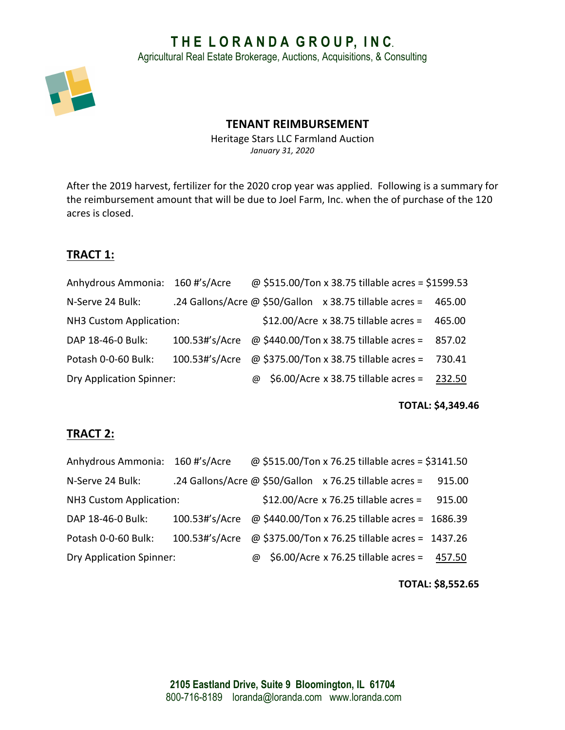# THE LORANDA GROUP, INC.

Agricultural Real Estate Brokerage, Auctions, Acquisitions, & Consulting

## TENANT REIMBURSEMENT

Heritage Stars LLC Farmland Auction

*January 31, 2020*

After the 2019 harvest, fertilizer for the 2020 crop year was applied. Following is a summary for the reimbursement amount that will be due to Joel Farm, Inc. when the of purchase of the 120 acres is closed.

### TRACT 1:

| Item | Rate | Price / Acres | Amount |
|---|---|---|---|
| Anhydrous Ammonia: | 160 #'s/Acre | @ $515.00/Ton x 38.75 tillable acres = | $1599.53 |
| N-Serve 24 Bulk: | .24 Gallons/Acre | @ $50/Gallon x 38.75 tillable acres = | 465.00 |
| NH3 Custom Application: | | $12.00/Acre x 38.75 tillable acres = | 465.00 |
| DAP 18-46-0 Bulk: | 100.53#'s/Acre | @ $440.00/Ton x 38.75 tillable acres = | 857.02 |
| Potash 0-0-60 Bulk: | 100.53#'s/Acre | @ $375.00/Ton x 38.75 tillable acres = | 730.41 |
| Dry Application Spinner: | | @ $6.00/Acre x 38.75 tillable acres = | 232.50 |

**TOTAL: $4,349.46**

### TRACT 2:

| Item | Rate | Price / Acres | Amount |
|---|---|---|---|
| Anhydrous Ammonia: | 160 #'s/Acre | @ $515.00/Ton x 76.25 tillable acres = | $3141.50 |
| N-Serve 24 Bulk: | .24 Gallons/Acre | @ $50/Gallon x 76.25 tillable acres = | 915.00 |
| NH3 Custom Application: | | $12.00/Acre x 76.25 tillable acres = | 915.00 |
| DAP 18-46-0 Bulk: | 100.53#'s/Acre | @ $440.00/Ton x 76.25 tillable acres = | 1686.39 |
| Potash 0-0-60 Bulk: | 100.53#'s/Acre | @ $375.00/Ton x 76.25 tillable acres = | 1437.26 |
| Dry Application Spinner: | | @ $6.00/Acre x 76.25 tillable acres = | 457.50 |

**TOTAL: $8,552.65**

**2105 Eastland Drive, Suite 9 Bloomington, IL 61704**

800-716-8189 loranda@loranda.com www.loranda.com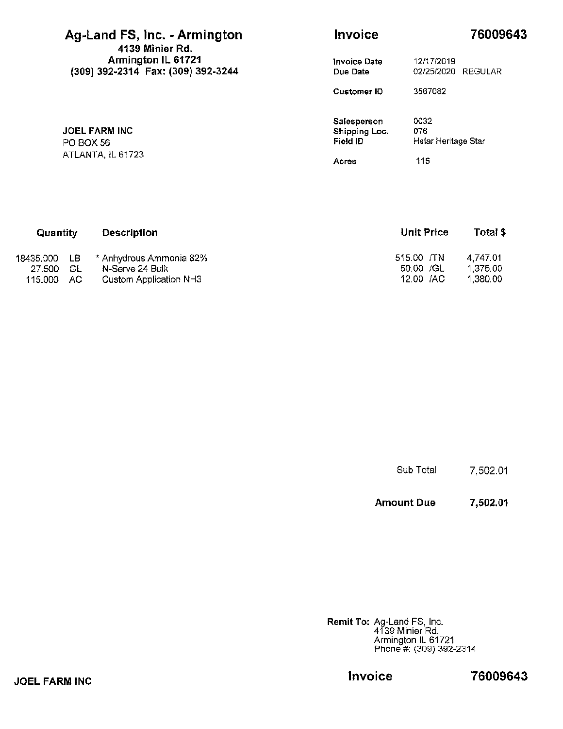# Ag-Land FS, Inc. - Armington

**4139 Minier Rd.**
**Armington IL 61721**
**(309) 392-2314 Fax: (309) 392-3244**

## Invoice 76009643

| | |
|---|---|
| **Invoice Date** | 12/17/2019 |
| **Due Date** | 02/25/2020 REGULAR |
| **Customer ID** | 3567082 |
| **Salesperson** | 0032 |
| **Shipping Loc.** | 076 |
| **Field ID** | Hstar Heritage Star |
| **Acres** | 115 |

**JOEL FARM INC**
PO BOX 56
ATLANTA, IL 61723

| Quantity | | Description | Unit Price | | Total $ |
|---|---|---|---|---|---|
| 18435.000 | LB | * Anhydrous Ammonia 82% | 515.00 | /TN | 4,747.01 |
| 27.500 | GL | N-Serve 24 Bulk | 50.00 | /GL | 1,375.00 |
| 115.000 | AC | Custom Application NH3 | 12.00 | /AC | 1,380.00 |

Sub Total 7,502.01

**Amount Due 7,502.01**

**Remit To:** Ag-Land FS, Inc.
4139 Minier Rd.
Armington IL 61721
Phone #: (309) 392-2314

**JOEL FARM INC**

**Invoice 76009643**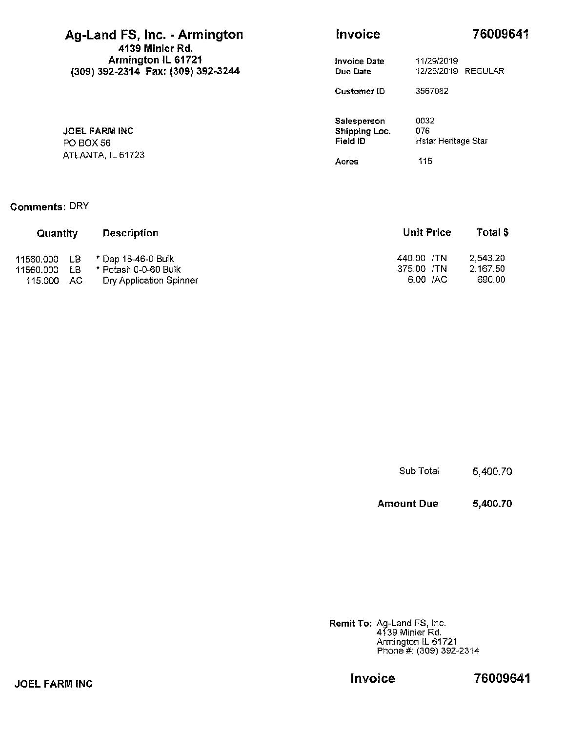## Ag-Land FS, Inc. - Armington
**4139 Minier Rd.**
**Armington IL 61721**
**(309) 392-2314 Fax: (309) 392-3244**

## Invoice 76009641

| | |
|---|---|
| **Invoice Date** | 11/29/2019 |
| **Due Date** | 12/25/2019 REGULAR |
| **Customer ID** | 3567082 |
| **Salesperson** | 0032 |
| **Shipping Loc.** | 076 |
| **Field ID** | Hstar Heritage Star |
| **Acres** | 115 |

**JOEL FARM INC**
PO BOX 56
ATLANTA, IL 61723

**Comments:** DRY

| Quantity | | Description | Unit Price | Total $ |
|---|---|---|---|---|
| 11560.000 | LB | * Dap 18-46-0 Bulk | 440.00 /TN | 2,543.20 |
| 11560.000 | LB | * Potash 0-0-60 Bulk | 375.00 /TN | 2,167.50 |
| 115.000 | AC | Dry Application Spinner | 6.00 /AC | 690.00 |

Sub Total 5,400.70

**Amount Due 5,400.70**

**Remit To:** Ag-Land FS, Inc.
4139 Minier Rd.
Armington IL 61721
Phone #: (309) 392-2314

**JOEL FARM INC** **Invoice 76009641**